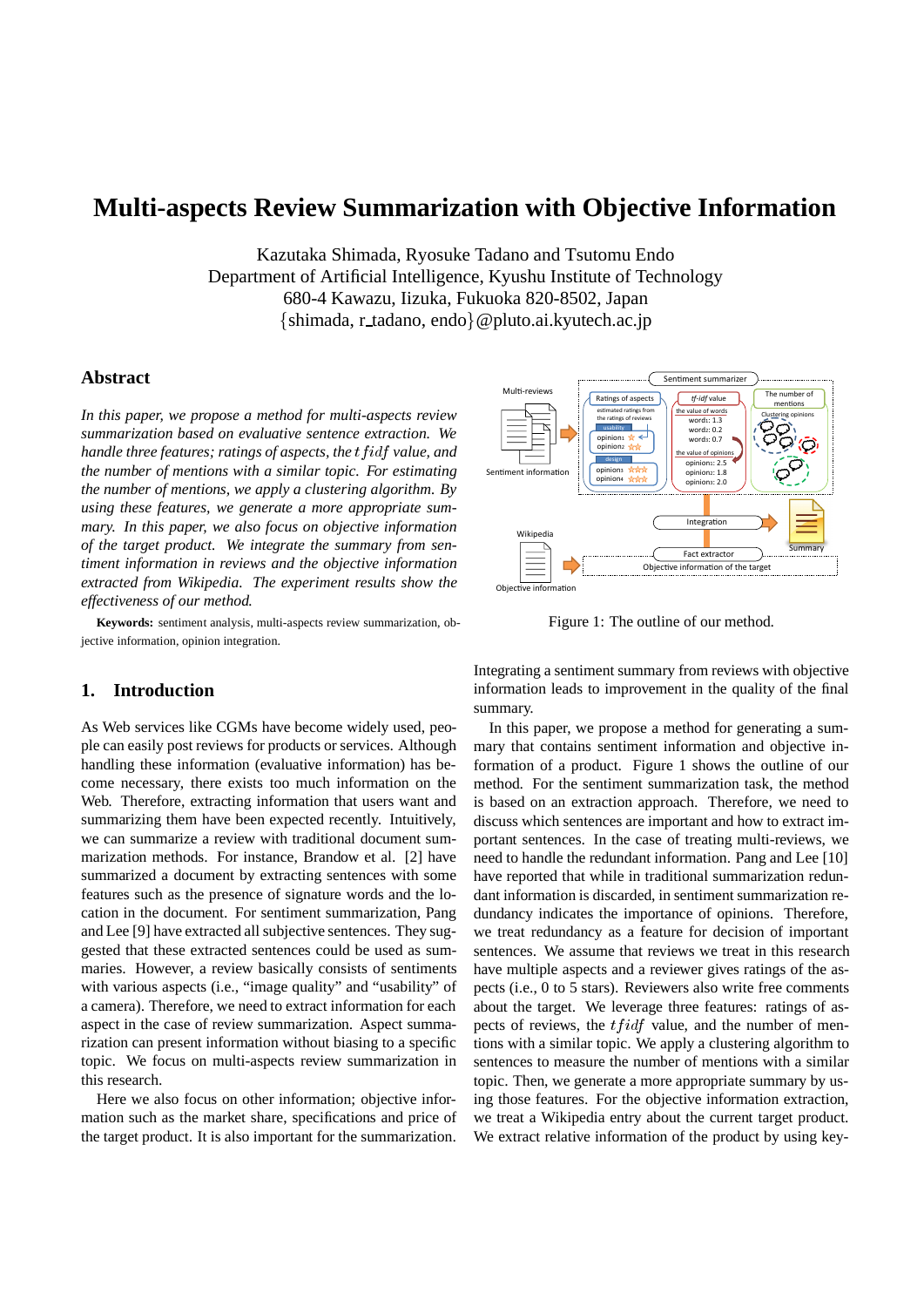# Multi-aspects Review Summarization with Objective Information

Kazutaka Shimada, Ryosuke Tadano and Tsutomu Endo
Department of Artificial Intelligence, Kyushu Institute of Technology
680-4 Kawazu, Iizuka, Fukuoka 820-8502, Japan
{shimada, r_tadano, endo}@pluto.ai.kyutech.ac.jp

## Abstract

*In this paper, we propose a method for multi-aspects review summarization based on evaluative sentence extraction. We handle three features; ratings of aspects, the $tfidf$ value, and the number of mentions with a similar topic. For estimating the number of mentions, we apply a clustering algorithm. By using these features, we generate a more appropriate summary. In this paper, we also focus on objective information of the target product. We integrate the summary from sentiment information in reviews and the objective information extracted from Wikipedia. The experiment results show the effectiveness of our method.*

**Keywords:** sentiment analysis, multi-aspects review summarization, objective information, opinion integration.

Figure 1: The outline of our method.

## 1. Introduction

As Web services like CGMs have become widely used, people can easily post reviews for products or services. Although handling these information (evaluative information) has become necessary, there exists too much information on the Web. Therefore, extracting information that users want and summarizing them have been expected recently. Intuitively, we can summarize a review with traditional document summarization methods. For instance, Brandow et al. [2] have summarized a document by extracting sentences with some features such as the presence of signature words and the location in the document. For sentiment summarization, Pang and Lee [9] have extracted all subjective sentences. They suggested that these extracted sentences could be used as summaries. However, a review basically consists of sentiments with various aspects (i.e., "image quality" and "usability" of a camera). Therefore, we need to extract information for each aspect in the case of review summarization. Aspect summarization can present information without biasing to a specific topic. We focus on multi-aspects review summarization in this research.

Here we also focus on other information; objective information such as the market share, specifications and price of the target product. It is also important for the summarization. Integrating a sentiment summary from reviews with objective information leads to improvement in the quality of the final summary.

In this paper, we propose a method for generating a summary that contains sentiment information and objective information of a product. Figure 1 shows the outline of our method. For the sentiment summarization task, the method is based on an extraction approach. Therefore, we need to discuss which sentences are important and how to extract important sentences. In the case of treating multi-reviews, we need to handle the redundant information. Pang and Lee [10] have reported that while in traditional summarization redundant information is discarded, in sentiment summarization redundancy indicates the importance of opinions. Therefore, we treat redundancy as a feature for decision of important sentences. We assume that reviews we treat in this research have multiple aspects and a reviewer gives ratings of the aspects (i.e., 0 to 5 stars). Reviewers also write free comments about the target. We leverage three features: ratings of aspects of reviews, the $tfidf$ value, and the number of mentions with a similar topic. We apply a clustering algorithm to sentences to measure the number of mentions with a similar topic. Then, we generate a more appropriate summary by using those features. For the objective information extraction, we treat a Wikipedia entry about the current target product. We extract relative information of the product by using key-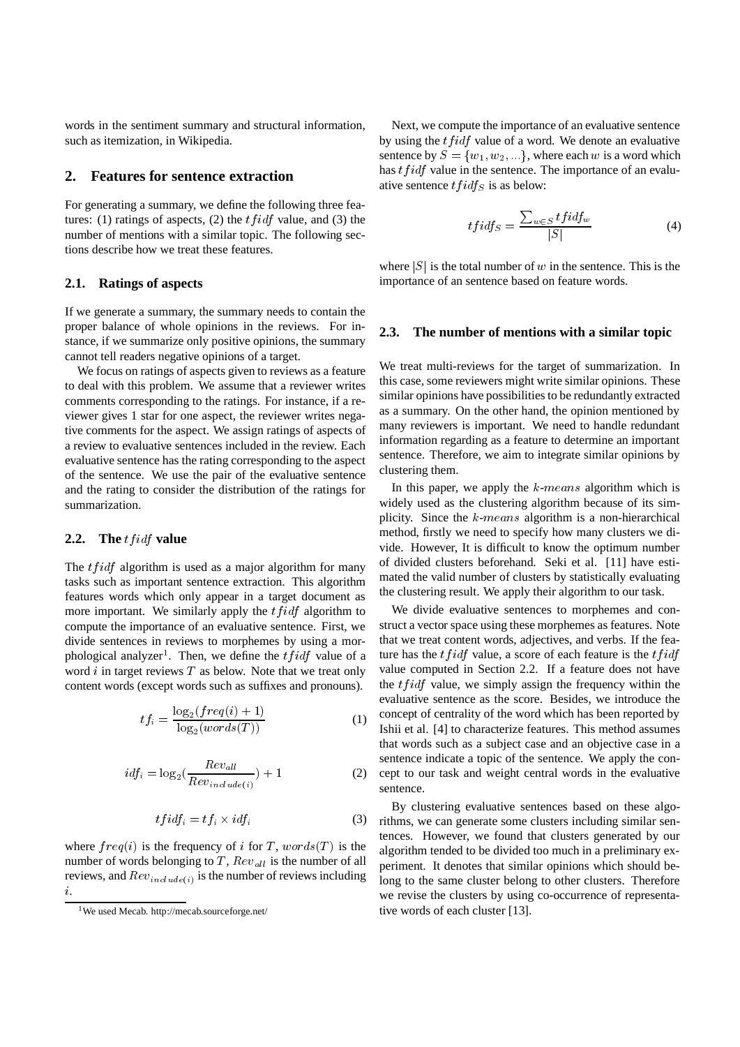words in the sentiment summary and structural information, such as itemization, in Wikipedia.

## 2. Features for sentence extraction

For generating a summary, we define the following three features: (1) ratings of aspects, (2) the $tfidf$ value, and (3) the number of mentions with a similar topic. The following sections describe how we treat these features.

### 2.1. Ratings of aspects

If we generate a summary, the summary needs to contain the proper balance of whole opinions in the reviews. For instance, if we summarize only positive opinions, the summary cannot tell readers negative opinions of a target.

We focus on ratings of aspects given to reviews as a feature to deal with this problem. We assume that a reviewer writes comments corresponding to the ratings. For instance, if a reviewer gives 1 star for one aspect, the reviewer writes negative comments for the aspect. We assign ratings of aspects of a review to evaluative sentences included in the review. Each evaluative sentence has the rating corresponding to the aspect of the sentence. We use the pair of the evaluative sentence and the rating to consider the distribution of the ratings for summarization.

### 2.2. The $tfidf$ value

The $tfidf$ algorithm is used as a major algorithm for many tasks such as important sentence extraction. This algorithm features words which only appear in a target document as more important. We similarly apply the $tfidf$ algorithm to compute the importance of an evaluative sentence. First, we divide sentences in reviews to morphemes by using a morphological analyzer[1]. Then, we define the $tfidf$ value of a word $i$ in target reviews $T$ as below. Note that we treat only content words (except words such as suffixes and pronouns).

$$tf_i = \frac{\log_2(freq(i)+1)}{\log_2(words(T))} \quad (1)$$

$$idf_i = \log_2(\frac{Rev_{all}}{Rev_{include(i)}}) + 1 \quad (2)$$

$$tfidf_i = tf_i \times idf_i \quad (3)$$

where $freq(i)$ is the frequency of $i$ for $T$, $words(T)$ is the number of words belonging to $T$, $Rev_{all}$ is the number of all reviews, and $Rev_{include(i)}$ is the number of reviews including $i$.

[1] We used Mecab. http://mecab.sourceforge.net/

Next, we compute the importance of an evaluative sentence by using the $tfidf$ value of a word. We denote an evaluative sentence by $S = \{w_1, w_2, ...\}$, where each $w$ is a word which has $tfidf$ value in the sentence. The importance of an evaluative sentence $tfidf_S$ is as below:

$$tfidf_S = \frac{\sum_{w \in S} tfidf_w}{|S|} \quad (4)$$

where $|S|$ is the total number of $w$ in the sentence. This is the importance of an sentence based on feature words.

### 2.3. The number of mentions with a similar topic

We treat multi-reviews for the target of summarization. In this case, some reviewers might write similar opinions. These similar opinions have possibilities to be redundantly extracted as a summary. On the other hand, the opinion mentioned by many reviewers is important. We need to handle redundant information regarding as a feature to determine an important sentence. Therefore, we aim to integrate similar opinions by clustering them.

In this paper, we apply the $k$-$means$ algorithm which is widely used as the clustering algorithm because of its simplicity. Since the $k$-$means$ algorithm is a non-hierarchical method, firstly we need to specify how many clusters we divide. However, It is difficult to know the optimum number of divided clusters beforehand. Seki et al. [11] have estimated the valid number of clusters by statistically evaluating the clustering result. We apply their algorithm to our task.

We divide evaluative sentences to morphemes and construct a vector space using these morphemes as features. Note that we treat content words, adjectives, and verbs. If the feature has the $tfidf$ value, a score of each feature is the $tfidf$ value computed in Section 2.2. If a feature does not have the $tfidf$ value, we simply assign the frequency within the evaluative sentence as the score. Besides, we introduce the concept of centrality of the word which has been reported by Ishii et al. [4] to characterize features. This method assumes that words such as a subject case and an objective case in a sentence indicate a topic of the sentence. We apply the concept to our task and weight central words in the evaluative sentence.

By clustering evaluative sentences based on these algorithms, we can generate some clusters including similar sentences. However, we found that clusters generated by our algorithm tended to be divided too much in a preliminary experiment. It denotes that similar opinions which should belong to the same cluster belong to other clusters. Therefore we revise the clusters by using co-occurrence of representative words of each cluster [13].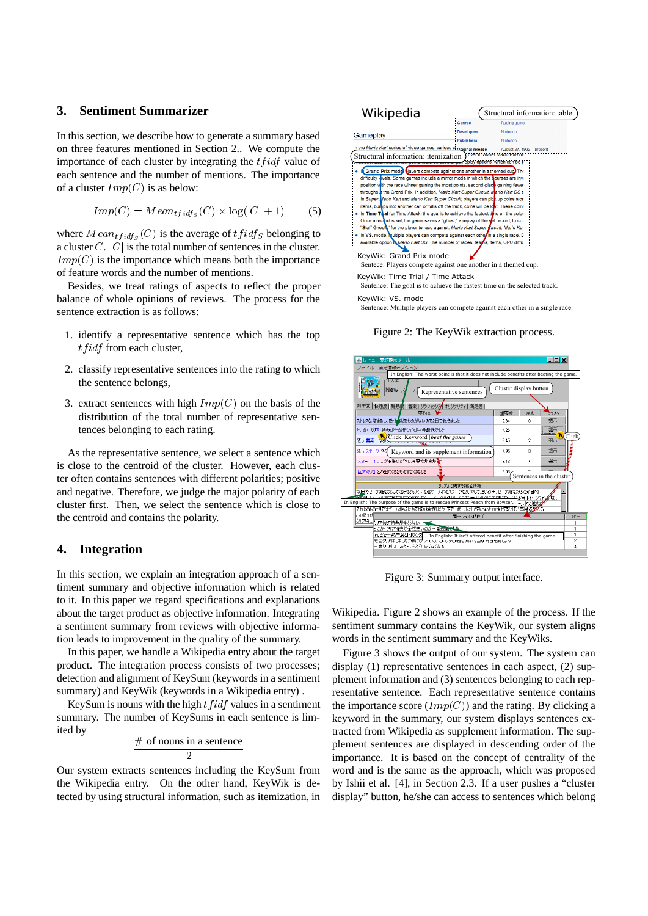## 3. Sentiment Summarizer

In this section, we describe how to generate a summary based on three features mentioned in Section 2.. We compute the importance of each cluster by integrating the $tfidf$ value of each sentence and the number of mentions. The importance of a cluster $Imp(C)$ is as below:

$$Imp(C) = Mean_{tfidf_S}(C) \times \log(|C| + 1) \quad (5)$$

where $Mean_{tfidf_S}(C)$ is the average of $tfidf_S$ belonging to a cluster $C$. $|C|$ is the total number of sentences in the cluster. $Imp(C)$ is the importance which means both the importance of feature words and the number of mentions.

Besides, we treat ratings of aspects to reflect the proper balance of whole opinions of reviews. The process for the sentence extraction is as follows:

1. identify a representative sentence which has the top $tfidf$ from each cluster,
2. classify representative sentences into the rating to which the sentence belongs,
3. extract sentences with high $Imp(C)$ on the basis of the distribution of the total number of representative sentences belonging to each rating.

As the representative sentence, we select a sentence which is close to the centroid of each cluster. However, each cluster often contains sentences with different polarities; positive and negative. Therefore, we judge the major polarity of each cluster first. Then, we select the sentence which is close to the centroid and contains the polarity.

## 4. Integration

In this section, we explain an integration approach of a sentiment summary and objective information which is related to it. In this paper we regard specifications and explanations about the target product as objective information. Integrating a sentiment summary from reviews with objective information leads to improvement in the quality of the summary.

In this paper, we handle a Wikipedia entry about the target product. The integration process consists of two processes; detection and alignment of KeySum (keywords in a sentiment summary) and KeyWik (keywords in a Wikipedia entry) .

KeySum is nouns with the high $tfidf$ values in a sentiment summary. The number of KeySums in each sentence is limited by

$$\frac{\#\text{ of nouns in a sentence}}{2}$$

Our system extracts sentences including the KeySum from the Wikipedia entry. On the other hand, KeyWik is detected by using structural information, such as itemization, in Wikipedia. Figure 2 shows an example of the process. If the sentiment summary contains the KeyWik, our system aligns words in the sentiment summary and the KeyWiks.

Figure 2: The KeyWik extraction process.

Figure 3: Summary output interface.

Figure 3 shows the output of our system. The system can display (1) representative sentences in each aspect, (2) supplement information and (3) sentences belonging to each representative sentence. Each representative sentence contains the importance score ($Imp(C)$) and the rating. By clicking a keyword in the summary, our system displays sentences extracted from Wikipedia as supplement information. The supplement sentences are displayed in descending order of the importance. It is based on the concept of centrality of the word and is the same as the approach, which was proposed by Ishii et al. [4], in Section 2.3. If a user pushes a “cluster display” button, he/she can access to sentences which belong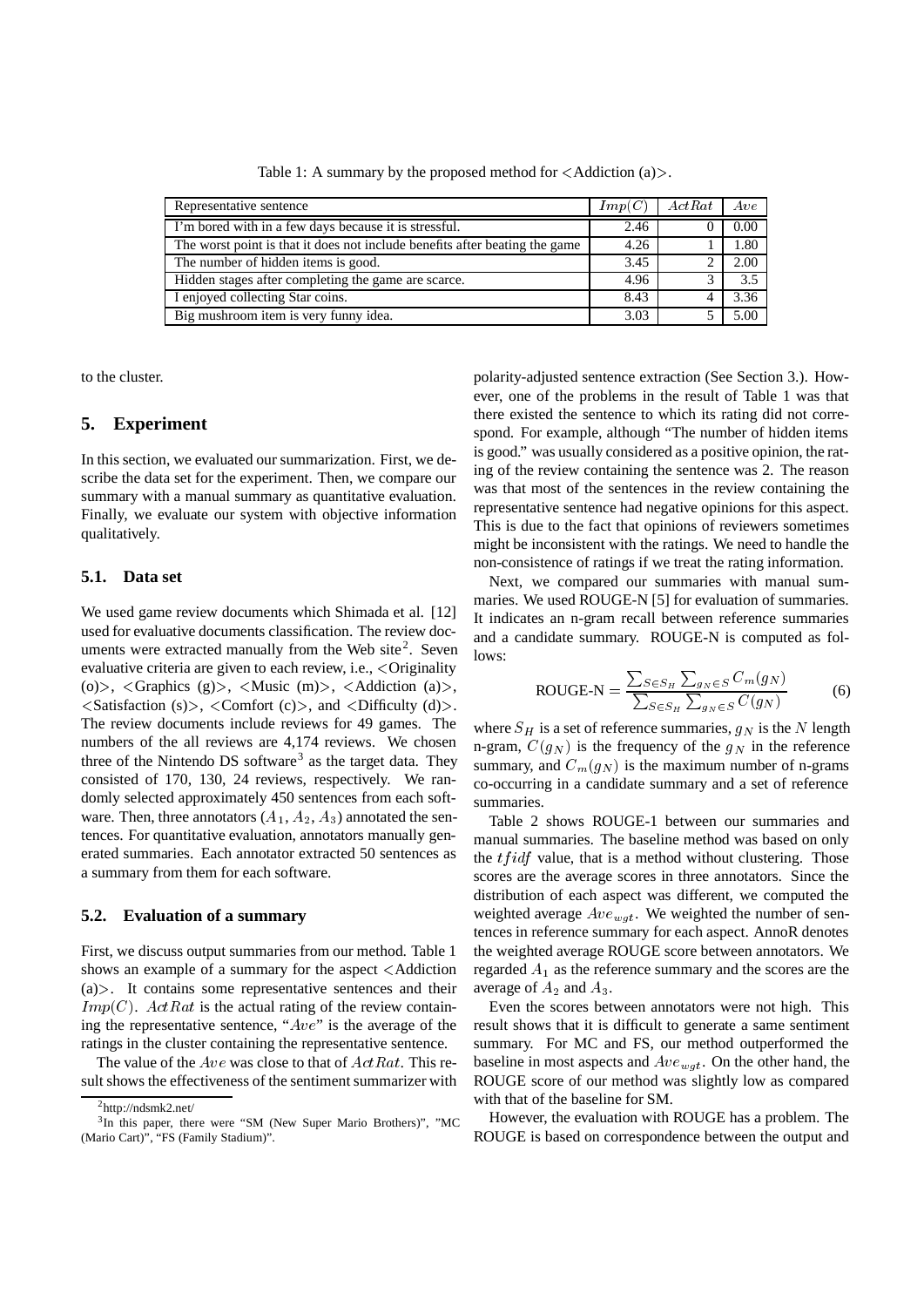Table 1: A summary by the proposed method for <Addiction (a)>.

| Representative sentence | $Imp(C)$ | $ActRat$ | $Ave$ |
|---|---|---|---|
| I'm bored with in a few days because it is stressful. | 2.46 | 0 | 0.00 |
| The worst point is that it does not include benefits after beating the game | 4.26 | 1 | 1.80 |
| The number of hidden items is good. | 3.45 | 2 | 2.00 |
| Hidden stages after completing the game are scarce. | 4.96 | 3 | 3.5 |
| I enjoyed collecting Star coins. | 8.43 | 4 | 3.36 |
| Big mushroom item is very funny idea. | 3.03 | 5 | 5.00 |

to the cluster.

## 5. Experiment

In this section, we evaluated our summarization. First, we describe the data set for the experiment. Then, we compare our summary with a manual summary as quantitative evaluation. Finally, we evaluate our system with objective information qualitatively.

### 5.1. Data set

We used game review documents which Shimada et al. [12] used for evaluative documents classification. The review documents were extracted manually from the Web site[2]. Seven evaluative criteria are given to each review, i.e., <Originality (o)>, <Graphics (g)>, <Music (m)>, <Addiction (a)>, <Satisfaction (s)>, <Comfort (c)>, and <Difficulty (d)>. The review documents include reviews for 49 games. The numbers of the all reviews are 4,174 reviews. We chosen three of the Nintendo DS software[3] as the target data. They consisted of 170, 130, 24 reviews, respectively. We randomly selected approximately 450 sentences from each software. Then, three annotators ($A_1$, $A_2$, $A_3$) annotated the sentences. For quantitative evaluation, annotators manually generated summaries. Each annotator extracted 50 sentences as a summary from them for each software.

### 5.2. Evaluation of a summary

First, we discuss output summaries from our method. Table 1 shows an example of a summary for the aspect <Addiction (a)>. It contains some representative sentences and their $Imp(C)$. $ActRat$ is the actual rating of the review containing the representative sentence, "$Ave$" is the average of the ratings in the cluster containing the representative sentence.

The value of the $Ave$ was close to that of $ActRat$. This result shows the effectiveness of the sentiment summarizer with polarity-adjusted sentence extraction (See Section 3.). However, one of the problems in the result of Table 1 was that there existed the sentence to which its rating did not correspond. For example, although "The number of hidden items is good." was usually considered as a positive opinion, the rating of the review containing the sentence was 2. The reason was that most of the sentences in the review containing the representative sentence had negative opinions for this aspect. This is due to the fact that opinions of reviewers sometimes might be inconsistent with the ratings. We need to handle the non-consistence of ratings if we treat the rating information.

Next, we compared our summaries with manual summaries. We used ROUGE-N [5] for evaluation of summaries. It indicates an n-gram recall between reference summaries and a candidate summary. ROUGE-N is computed as follows:

$$\text{ROUGE-N} = \frac{\sum_{S \in S_H} \sum_{g_N \in S} C_m(g_N)}{\sum_{S \in S_H} \sum_{g_N \in S} C(g_N)} \quad (6)$$

where $S_H$ is a set of reference summaries, $g_N$ is the $N$ length n-gram, $C(g_N)$ is the frequency of the $g_N$ in the reference summary, and $C_m(g_N)$ is the maximum number of n-grams co-occurring in a candidate summary and a set of reference summaries.

Table 2 shows ROUGE-1 between our summaries and manual summaries. The baseline method was based on only the $tfidf$ value, that is a method without clustering. Those scores are the average scores in three annotators. Since the distribution of each aspect was different, we computed the weighted average $Ave_{wgt}$. We weighted the number of sentences in reference summary for each aspect. AnnoR denotes the weighted average ROUGE score between annotators. We regarded $A_1$ as the reference summary and the scores are the average of $A_2$ and $A_3$.

Even the scores between annotators were not high. This result shows that it is difficult to generate a same sentiment summary. For MC and FS, our method outperformed the baseline in most aspects and $Ave_{wgt}$. On the other hand, the ROUGE score of our method was slightly low as compared with that of the baseline for SM.

However, the evaluation with ROUGE has a problem. The ROUGE is based on correspondence between the output and

[2] http://ndsmk2.net/

[3] In this paper, there were "SM (New Super Mario Brothers)", "MC (Mario Cart)", "FS (Family Stadium)".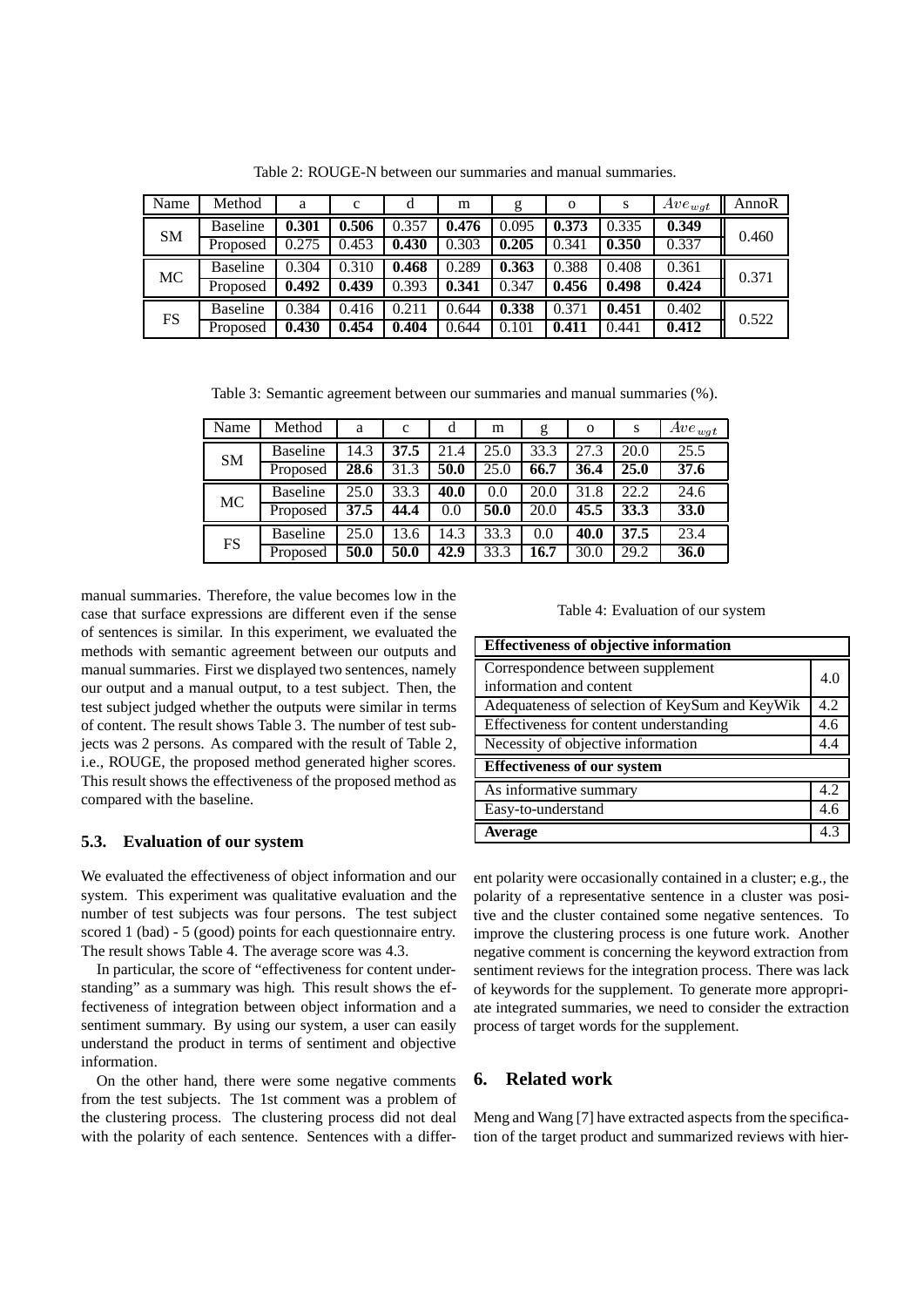Table 2: ROUGE-N between our summaries and manual summaries.

| Name | Method | a | c | d | m | g | o | s | $Ave_{wgt}$ | AnnoR |
|---|---|---|---|---|---|---|---|---|---|---|
| SM | Baseline | **0.301** | **0.506** | 0.357 | **0.476** | 0.095 | **0.373** | 0.335 | **0.349** | 0.460 |
| | Proposed | 0.275 | 0.453 | **0.430** | 0.303 | **0.205** | 0.341 | **0.350** | 0.337 | |
| MC | Baseline | 0.304 | 0.310 | **0.468** | 0.289 | **0.363** | 0.388 | 0.408 | 0.361 | 0.371 |
| | Proposed | **0.492** | **0.439** | 0.393 | **0.341** | 0.347 | **0.456** | **0.498** | **0.424** | |
| FS | Baseline | 0.384 | 0.416 | 0.211 | 0.644 | **0.338** | 0.371 | **0.451** | 0.402 | 0.522 |
| | Proposed | **0.430** | **0.454** | **0.404** | 0.644 | 0.101 | **0.411** | 0.441 | **0.412** | |

Table 3: Semantic agreement between our summaries and manual summaries (%).

| Name | Method | a | c | d | m | g | o | s | $Ave_{wgt}$ |
|---|---|---|---|---|---|---|---|---|---|
| SM | Baseline | 14.3 | **37.5** | 21.4 | 25.0 | 33.3 | 27.3 | 20.0 | 25.5 |
| | Proposed | **28.6** | 31.3 | **50.0** | 25.0 | **66.7** | **36.4** | **25.0** | **37.6** |
| MC | Baseline | 25.0 | 33.3 | **40.0** | 0.0 | 20.0 | 31.8 | 22.2 | 24.6 |
| | Proposed | **37.5** | **44.4** | 0.0 | **50.0** | 20.0 | **45.5** | **33.3** | **33.0** |
| FS | Baseline | 25.0 | 13.6 | 14.3 | 33.3 | 0.0 | **40.0** | **37.5** | 23.4 |
| | Proposed | **50.0** | **50.0** | **42.9** | 33.3 | **16.7** | 30.0 | 29.2 | **36.0** |

manual summaries. Therefore, the value becomes low in the case that surface expressions are different even if the sense of sentences is similar. In this experiment, we evaluated the methods with semantic agreement between our outputs and manual summaries. First we displayed two sentences, namely our output and a manual output, to a test subject. Then, the test subject judged whether the outputs were similar in terms of content. The result shows Table 3. The number of test subjects was 2 persons. As compared with the result of Table 2, i.e., ROUGE, the proposed method generated higher scores. This result shows the effectiveness of the proposed method as compared with the baseline.

### 5.3. Evaluation of our system

We evaluated the effectiveness of object information and our system. This experiment was qualitative evaluation and the number of test subjects was four persons. The test subject scored 1 (bad) - 5 (good) points for each questionnaire entry. The result shows Table 4. The average score was 4.3.

In particular, the score of "effectiveness for content understanding" as a summary was high. This result shows the effectiveness of integration between object information and a sentiment summary. By using our system, a user can easily understand the product in terms of sentiment and objective information.

On the other hand, there were some negative comments from the test subjects. The 1st comment was a problem of the clustering process. The clustering process did not deal with the polarity of each sentence. Sentences with a different polarity were occasionally contained in a cluster; e.g., the polarity of a representative sentence in a cluster was positive and the cluster contained some negative sentences. To improve the clustering process is one future work. Another negative comment is concerning the keyword extraction from sentiment reviews for the integration process. There was lack of keywords for the supplement. To generate more appropriate integrated summaries, we need to consider the extraction process of target words for the supplement.

Table 4: Evaluation of our system

| **Effectiveness of objective information** | |
|---|---|
| Correspondence between supplement information and content | 4.0 |
| Adequateness of selection of KeySum and KeyWik | 4.2 |
| Effectiveness for content understanding | 4.6 |
| Necessity of objective information | 4.4 |
| **Effectiveness of our system** | |
| As informative summary | 4.2 |
| Easy-to-understand | 4.6 |
| **Average** | 4.3 |

## 6. Related work

Meng and Wang [7] have extracted aspects from the specification of the target product and summarized reviews with hier-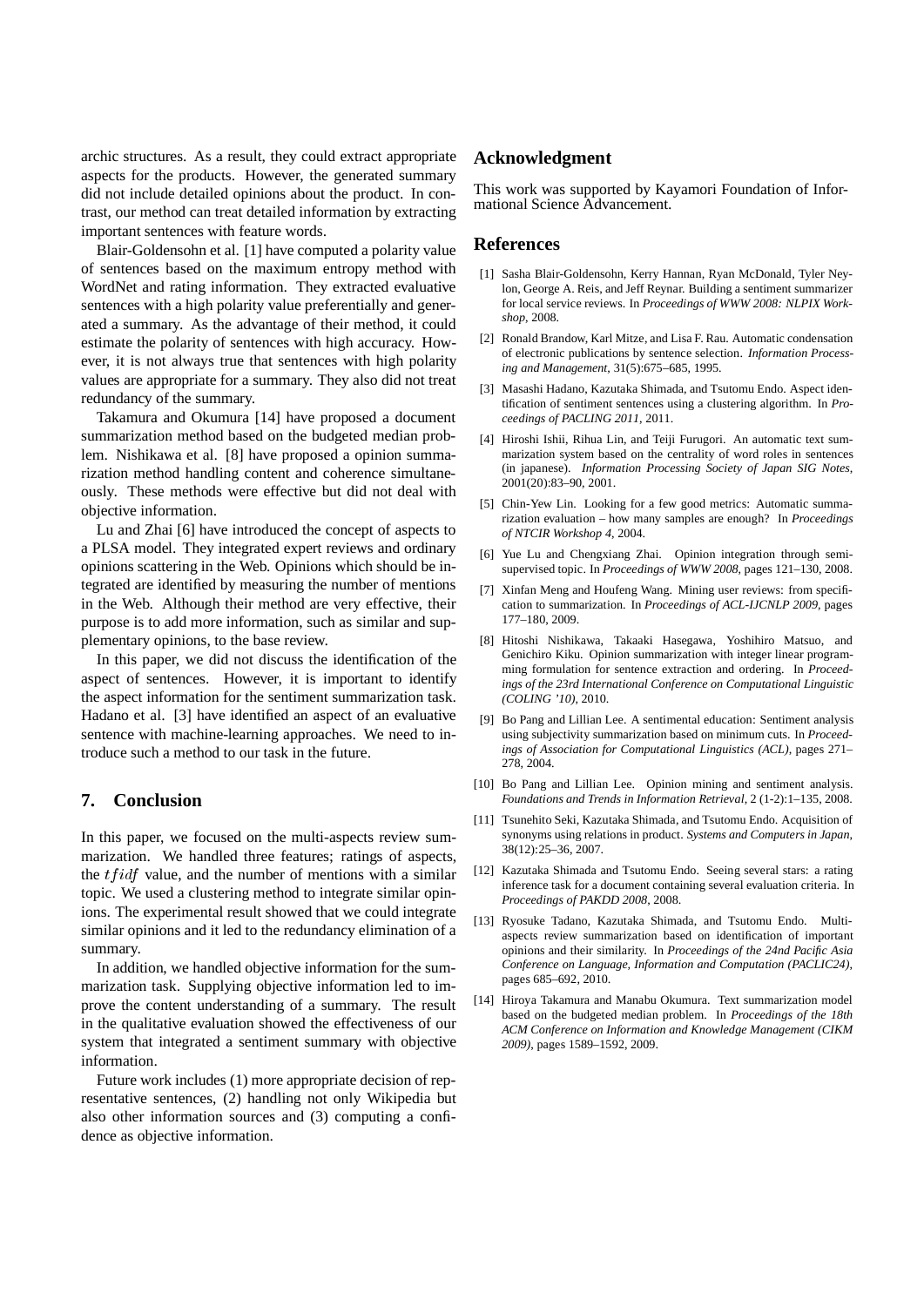archic structures. As a result, they could extract appropriate aspects for the products. However, the generated summary did not include detailed opinions about the product. In contrast, our method can treat detailed information by extracting important sentences with feature words.

Blair-Goldensohn et al. [1] have computed a polarity value of sentences based on the maximum entropy method with WordNet and rating information. They extracted evaluative sentences with a high polarity value preferentially and generated a summary. As the advantage of their method, it could estimate the polarity of sentences with high accuracy. However, it is not always true that sentences with high polarity values are appropriate for a summary. They also did not treat redundancy of the summary.

Takamura and Okumura [14] have proposed a document summarization method based on the budgeted median problem. Nishikawa et al. [8] have proposed a opinion summarization method handling content and coherence simultaneously. These methods were effective but did not deal with objective information.

Lu and Zhai [6] have introduced the concept of aspects to a PLSA model. They integrated expert reviews and ordinary opinions scattering in the Web. Opinions which should be integrated are identified by measuring the number of mentions in the Web. Although their method are very effective, their purpose is to add more information, such as similar and supplementary opinions, to the base review.

In this paper, we did not discuss the identification of the aspect of sentences. However, it is important to identify the aspect information for the sentiment summarization task. Hadano et al. [3] have identified an aspect of an evaluative sentence with machine-learning approaches. We need to introduce such a method to our task in the future.

## 7. Conclusion

In this paper, we focused on the multi-aspects review summarization. We handled three features; ratings of aspects, the $tfidf$ value, and the number of mentions with a similar topic. We used a clustering method to integrate similar opinions. The experimental result showed that we could integrate similar opinions and it led to the redundancy elimination of a summary.

In addition, we handled objective information for the summarization task. Supplying objective information led to improve the content understanding of a summary. The result in the qualitative evaluation showed the effectiveness of our system that integrated a sentiment summary with objective information.

Future work includes (1) more appropriate decision of representative sentences, (2) handling not only Wikipedia but also other information sources and (3) computing a confidence as objective information.

## Acknowledgment

This work was supported by Kayamori Foundation of Informational Science Advancement.

## References

[1] Sasha Blair-Goldensohn, Kerry Hannan, Ryan McDonald, Tyler Neylon, George A. Reis, and Jeff Reynar. Building a sentiment summarizer for local service reviews. In *Proceedings of WWW 2008: NLPIX Workshop*, 2008.

[2] Ronald Brandow, Karl Mitze, and Lisa F. Rau. Automatic condensation of electronic publications by sentence selection. *Information Processing and Management*, 31(5):675–685, 1995.

[3] Masashi Hadano, Kazutaka Shimada, and Tsutomu Endo. Aspect identification of sentiment sentences using a clustering algorithm. In *Proceedings of PACLING 2011*, 2011.

[4] Hiroshi Ishii, Rihua Lin, and Teiji Furugori. An automatic text summarization system based on the centrality of word roles in sentences (in japanese). *Information Processing Society of Japan SIG Notes*, 2001(20):83–90, 2001.

[5] Chin-Yew Lin. Looking for a few good metrics: Automatic summarization evaluation – how many samples are enough? In *Proceedings of NTCIR Workshop 4*, 2004.

[6] Yue Lu and Chengxiang Zhai. Opinion integration through semi-supervised topic. In *Proceedings of WWW 2008*, pages 121–130, 2008.

[7] Xinfan Meng and Houfeng Wang. Mining user reviews: from specification to summarization. In *Proceedings of ACL-IJCNLP 2009*, pages 177–180, 2009.

[8] Hitoshi Nishikawa, Takaaki Hasegawa, Yoshihiro Matsuo, and Genichiro Kiku. Opinion summarization with integer linear programming formulation for sentence extraction and ordering. In *Proceedings of the 23rd International Conference on Computational Linguistic (COLING '10)*, 2010.

[9] Bo Pang and Lillian Lee. A sentimental education: Sentiment analysis using subjectivity summarization based on minimum cuts. In *Proceedings of Association for Computational Linguistics (ACL)*, pages 271–278, 2004.

[10] Bo Pang and Lillian Lee. Opinion mining and sentiment analysis. *Foundations and Trends in Information Retrieval*, 2 (1-2):1–135, 2008.

[11] Tsunehito Seki, Kazutaka Shimada, and Tsutomu Endo. Acquisition of synonyms using relations in product. *Systems and Computers in Japan*, 38(12):25–36, 2007.

[12] Kazutaka Shimada and Tsutomu Endo. Seeing several stars: a rating inference task for a document containing several evaluation criteria. In *Proceedings of PAKDD 2008*, 2008.

[13] Ryosuke Tadano, Kazutaka Shimada, and Tsutomu Endo. Multi-aspects review summarization based on identification of important opinions and their similarity. In *Proceedings of the 24nd Pacific Asia Conference on Language, Information and Computation (PACLIC24)*, pages 685–692, 2010.

[14] Hiroya Takamura and Manabu Okumura. Text summarization model based on the budgeted median problem. In *Proceedings of the 18th ACM Conference on Information and Knowledge Management (CIKM 2009)*, pages 1589–1592, 2009.